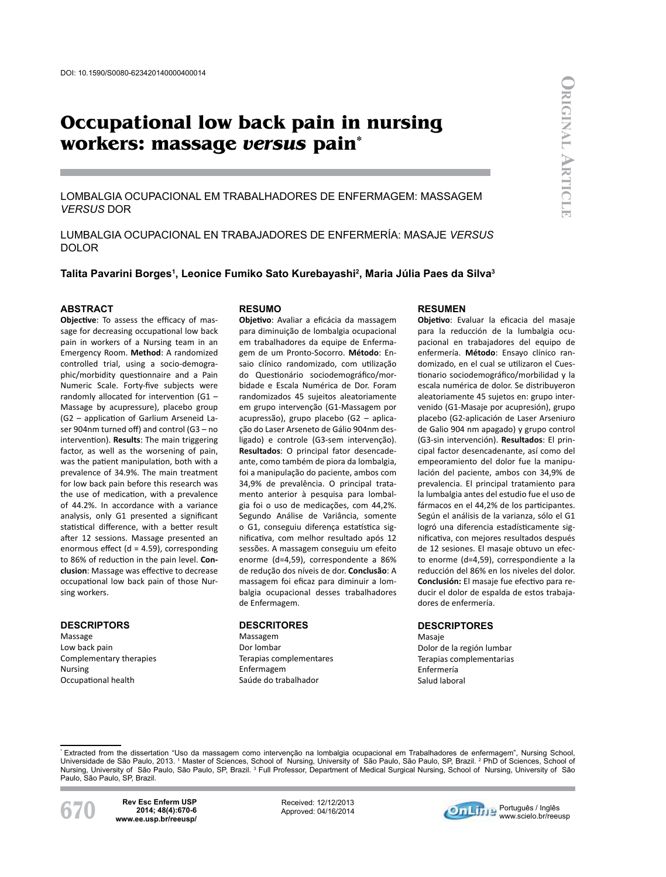DOI: 10.1590/S0080-623420140000400014

ORIGINAL ARTICLE

# Occupational low back pain in nursing workers: massage *versus* pain*

LOMBALGIA OCUPACIONAL EM TRABALHADORES DE ENFERMAGEM: MASSAGEM *VERSUS* DOR

LUMBALGIA OCUPACIONAL EN TRABAJADORES DE ENFERMERÍA: MASAJE *VERSUS* DOLOR

**Talita Pavarini Borges[1], Leonice Fumiko Sato Kurebayashi[2], Maria Júlia Paes da Silva[3]**

## ABSTRACT

**Objective**: To assess the efficacy of massage for decreasing occupational low back pain in workers of a Nursing team in an Emergency Room. **Method**: A randomized controlled trial, using a socio-demographic/morbidity questionnaire and a Pain Numeric Scale. Forty-five subjects were randomly allocated for intervention (G1 – Massage by acupressure), placebo group (G2 – application of Garlium Arseneid Laser 904nm turned off) and control (G3 – no intervention). **Results**: The main triggering factor, as well as the worsening of pain, was the patient manipulation, both with a prevalence of 34.9%. The main treatment for low back pain before this research was the use of medication, with a prevalence of 44.2%. In accordance with a variance analysis, only G1 presented a significant statistical difference, with a better result after 12 sessions. Massage presented an enormous effect (d = 4.59), corresponding to 86% of reduction in the pain level. **Conclusion**: Massage was effective to decrease occupational low back pain of those Nursing workers.

## DESCRIPTORS

Massage
Low back pain
Complementary therapies
Nursing
Occupational health

## RESUMO

**Objetivo**: Avaliar a eficácia da massagem para diminuição de lombalgia ocupacional em trabalhadores da equipe de Enfermagem de um Pronto-Socorro. **Método**: Ensaio clínico randomizado, com utilização do Questionário sociodemográfico/morbidade e Escala Numérica de Dor. Foram randomizados 45 sujeitos aleatoriamente em grupo intervenção (G1-Massagem por acupressão), grupo placebo (G2 – aplicação do Laser Arseneto de Gálio 904nm desligado) e controle (G3-sem intervenção). **Resultados**: O principal fator desencadeante, como também de piora da lombalgia, foi a manipulação do paciente, ambos com 34,9% de prevalência. O principal tratamento anterior à pesquisa para lombalgia foi o uso de medicações, com 44,2%. Segundo Análise de Variância, somente o G1, conseguiu diferença estatística significativa, com melhor resultado após 12 sessões. A massagem conseguiu um efeito enorme (d=4,59), correspondente a 86% de redução dos níveis de dor. **Conclusão**: A massagem foi eficaz para diminuir a lombalgia ocupacional desses trabalhadores de Enfermagem.

## DESCRITORES

Massagem
Dor lombar
Terapias complementares
Enfermagem
Saúde do trabalhador

## RESUMEN

**Objetivo**: Evaluar la eficacia del masaje para la reducción de la lumbalgia ocupacional en trabajadores del equipo de enfermería. **Método**: Ensayo clínico randomizado, en el cual se utilizaron el Cuestionario sociodemográfico/morbilidad y la escala numérica de dolor. Se distribuyeron aleatoriamente 45 sujetos en: grupo intervenido (G1-Masaje por acupresión), grupo placebo (G2-aplicación de Laser Arseniuro de Galio 904 nm apagado) y grupo control (G3-sin intervención). **Resultados**: El principal factor desencadenante, así como del empeoramiento del dolor fue la manipulación del paciente, ambos con 34,9% de prevalencia. El principal tratamiento para la lumbalgia antes del estudio fue el uso de fármacos en el 44,2% de los participantes. Según el análisis de la varianza, sólo el G1 logró una diferencia estadísticamente significativa, con mejores resultados después de 12 sesiones. El masaje obtuvo un efecto enorme (d=4,59), correspondiente a la reducción del 86% en los niveles del dolor. **Conclusión:** El masaje fue efectivo para reducir el dolor de espalda de estos trabajadores de enfermería.

## DESCRIPTORES

Masaje
Dolor de la región lumbar
Terapias complementarias
Enfermería
Salud laboral

---

* Extracted from the dissertation "Uso da massagem como intervenção na lombalgia ocupacional em Trabalhadores de enfermagem", Nursing School, Universidade de São Paulo, 2013. [1] Master of Sciences, School of Nursing, University of São Paulo, São Paulo, SP, Brazil. [2] PhD of Sciences, School of Nursing, University of São Paulo, São Paulo, SP, Brazil. [3] Full Professor, Department of Medical Surgical Nursing, School of Nursing, University of São Paulo, São Paulo, SP, Brazil.

Received: 12/12/2013
Approved: 04/16/2014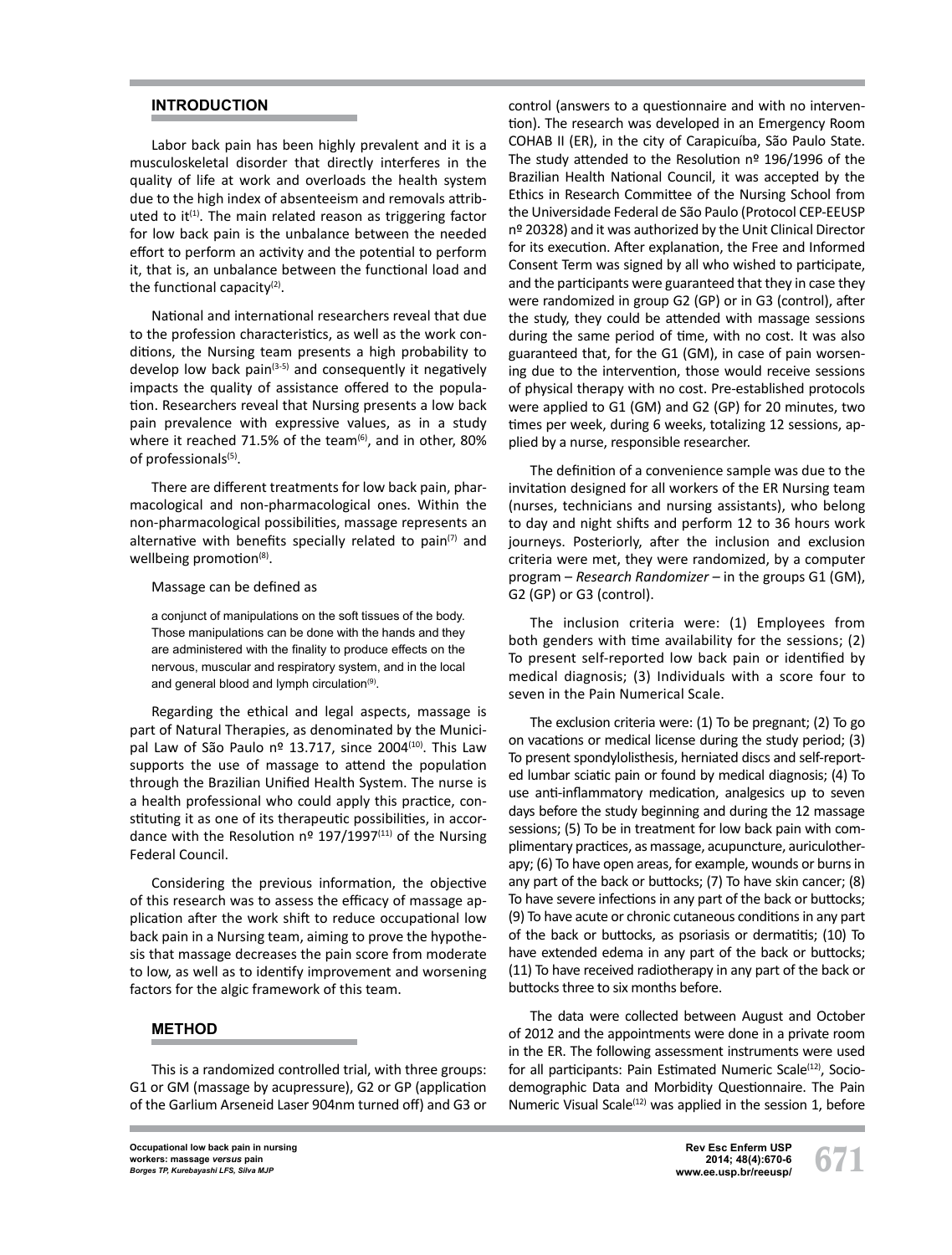## INTRODUCTION

Labor back pain has been highly prevalent and it is a musculoskeletal disorder that directly interferes in the quality of life at work and overloads the health system due to the high index of absenteeism and removals attributed to it[1]. The main related reason as triggering factor for low back pain is the unbalance between the needed effort to perform an activity and the potential to perform it, that is, an unbalance between the functional load and the functional capacity[2].

National and international researchers reveal that due to the profession characteristics, as well as the work conditions, the Nursing team presents a high probability to develop low back pain[3-5] and consequently it negatively impacts the quality of assistance offered to the population. Researchers reveal that Nursing presents a low back pain prevalence with expressive values, as in a study where it reached 71.5% of the team[6], and in other, 80% of professionals[5].

There are different treatments for low back pain, pharmacological and non-pharmacological ones. Within the non-pharmacological possibilities, massage represents an alternative with benefits specially related to pain[7] and wellbeing promotion[8].

Massage can be defined as

> a conjunct of manipulations on the soft tissues of the body. Those manipulations can be done with the hands and they are administered with the finality to produce effects on the nervous, muscular and respiratory system, and in the local and general blood and lymph circulation[9].

Regarding the ethical and legal aspects, massage is part of Natural Therapies, as denominated by the Municipal Law of São Paulo nº 13.717, since 2004[10]. This Law supports the use of massage to attend the population through the Brazilian Unified Health System. The nurse is a health professional who could apply this practice, constituting it as one of its therapeutic possibilities, in accordance with the Resolution nº 197/1997[11] of the Nursing Federal Council.

Considering the previous information, the objective of this research was to assess the efficacy of massage application after the work shift to reduce occupational low back pain in a Nursing team, aiming to prove the hypothesis that massage decreases the pain score from moderate to low, as well as to identify improvement and worsening factors for the algic framework of this team.

## METHOD

This is a randomized controlled trial, with three groups: G1 or GM (massage by acupressure), G2 or GP (application of the Garlium Arseneid Laser 904nm turned off) and G3 or control (answers to a questionnaire and with no intervention). The research was developed in an Emergency Room COHAB II (ER), in the city of Carapicuíba, São Paulo State. The study attended to the Resolution nº 196/1996 of the Brazilian Health National Council, it was accepted by the Ethics in Research Committee of the Nursing School from the Universidade Federal de São Paulo (Protocol CEP-EEUSP nº 20328) and it was authorized by the Unit Clinical Director for its execution. After explanation, the Free and Informed Consent Term was signed by all who wished to participate, and the participants were guaranteed that they in case they were randomized in group G2 (GP) or in G3 (control), after the study, they could be attended with massage sessions during the same period of time, with no cost. It was also guaranteed that, for the G1 (GM), in case of pain worsening due to the intervention, those would receive sessions of physical therapy with no cost. Pre-established protocols were applied to G1 (GM) and G2 (GP) for 20 minutes, two times per week, during 6 weeks, totalizing 12 sessions, applied by a nurse, responsible researcher.

The definition of a convenience sample was due to the invitation designed for all workers of the ER Nursing team (nurses, technicians and nursing assistants), who belong to day and night shifts and perform 12 to 36 hours work journeys. Posteriorly, after the inclusion and exclusion criteria were met, they were randomized, by a computer program – *Research Randomizer* – in the groups G1 (GM), G2 (GP) or G3 (control).

The inclusion criteria were: (1) Employees from both genders with time availability for the sessions; (2) To present self-reported low back pain or identified by medical diagnosis; (3) Individuals with a score four to seven in the Pain Numerical Scale.

The exclusion criteria were: (1) To be pregnant; (2) To go on vacations or medical license during the study period; (3) To present spondylolisthesis, herniated discs and self-reported lumbar sciatic pain or found by medical diagnosis; (4) To use anti-inflammatory medication, analgesics up to seven days before the study beginning and during the 12 massage sessions; (5) To be in treatment for low back pain with complimentary practices, as massage, acupuncture, auriculotherapy; (6) To have open areas, for example, wounds or burns in any part of the back or buttocks; (7) To have skin cancer; (8) To have severe infections in any part of the back or buttocks; (9) To have acute or chronic cutaneous conditions in any part of the back or buttocks, as psoriasis or dermatitis; (10) To have extended edema in any part of the back or buttocks; (11) To have received radiotherapy in any part of the back or buttocks three to six months before.

The data were collected between August and October of 2012 and the appointments were done in a private room in the ER. The following assessment instruments were used for all participants: Pain Estimated Numeric Scale[12], Sociodemographic Data and Morbidity Questionnaire. The Pain Numeric Visual Scale[12] was applied in the session 1, before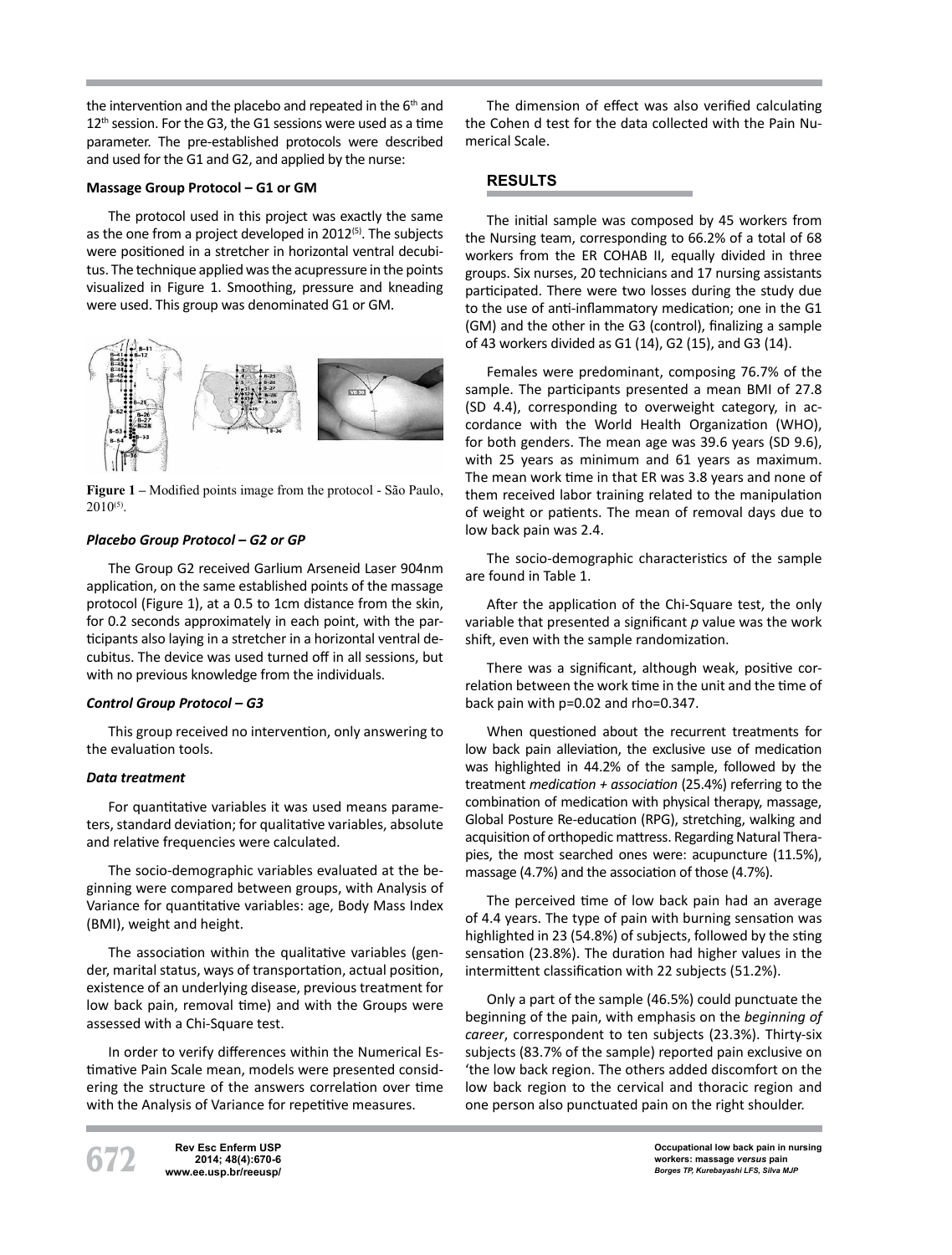the intervention and the placebo and repeated in the 6th and 12th session. For the G3, the G1 sessions were used as a time parameter. The pre-established protocols were described and used for the G1 and G2, and applied by the nurse:

**Massage Group Protocol – G1 or GM**

The protocol used in this project was exactly the same as the one from a project developed in 2012[5]. The subjects were positioned in a stretcher in horizontal ventral decubitus. The technique applied was the acupressure in the points visualized in Figure 1. Smoothing, pressure and kneading were used. This group was denominated G1 or GM.

**Figure 1 –** Modified points image from the protocol - São Paulo, 2010[5].

***Placebo Group Protocol – G2 or GP***

The Group G2 received Garlium Arseneid Laser 904nm application, on the same established points of the massage protocol (Figure 1), at a 0.5 to 1cm distance from the skin, for 0.2 seconds approximately in each point, with the participants also laying in a stretcher in a horizontal ventral decubitus. The device was used turned off in all sessions, but with no previous knowledge from the individuals.

***Control Group Protocol – G3***

This group received no intervention, only answering to the evaluation tools.

***Data treatment***

For quantitative variables it was used means parameters, standard deviation; for qualitative variables, absolute and relative frequencies were calculated.

The socio-demographic variables evaluated at the beginning were compared between groups, with Analysis of Variance for quantitative variables: age, Body Mass Index (BMI), weight and height.

The association within the qualitative variables (gender, marital status, ways of transportation, actual position, existence of an underlying disease, previous treatment for low back pain, removal time) and with the Groups were assessed with a Chi-Square test.

In order to verify differences within the Numerical Estimative Pain Scale mean, models were presented considering the structure of the answers correlation over time with the Analysis of Variance for repetitive measures.

The dimension of effect was also verified calculating the Cohen d test for the data collected with the Pain Numerical Scale.

## RESULTS

The initial sample was composed by 45 workers from the Nursing team, corresponding to 66.2% of a total of 68 workers from the ER COHAB II, equally divided in three groups. Six nurses, 20 technicians and 17 nursing assistants participated. There were two losses during the study due to the use of anti-inflammatory medication; one in the G1 (GM) and the other in the G3 (control), finalizing a sample of 43 workers divided as G1 (14), G2 (15), and G3 (14).

Females were predominant, composing 76.7% of the sample. The participants presented a mean BMI of 27.8 (SD 4.4), corresponding to overweight category, in accordance with the World Health Organization (WHO), for both genders. The mean age was 39.6 years (SD 9.6), with 25 years as minimum and 61 years as maximum. The mean work time in that ER was 3.8 years and none of them received labor training related to the manipulation of weight or patients. The mean of removal days due to low back pain was 2.4.

The socio-demographic characteristics of the sample are found in Table 1.

After the application of the Chi-Square test, the only variable that presented a significant *p* value was the work shift, even with the sample randomization.

There was a significant, although weak, positive correlation between the work time in the unit and the time of back pain with p=0.02 and rho=0.347.

When questioned about the recurrent treatments for low back pain alleviation, the exclusive use of medication was highlighted in 44.2% of the sample, followed by the treatment *medication + association* (25.4%) referring to the combination of medication with physical therapy, massage, Global Posture Re-education (RPG), stretching, walking and acquisition of orthopedic mattress. Regarding Natural Therapies, the most searched ones were: acupuncture (11.5%), massage (4.7%) and the association of those (4.7%).

The perceived time of low back pain had an average of 4.4 years. The type of pain with burning sensation was highlighted in 23 (54.8%) of subjects, followed by the sting sensation (23.8%). The duration had higher values in the intermittent classification with 22 subjects (51.2%).

Only a part of the sample (46.5%) could punctuate the beginning of the pain, with emphasis on the *beginning of career*, correspondent to ten subjects (23.3%). Thirty-six subjects (83.7% of the sample) reported pain exclusive on 'the low back region. The others added discomfort on the low back region to the cervical and thoracic region and one person also punctuated pain on the right shoulder.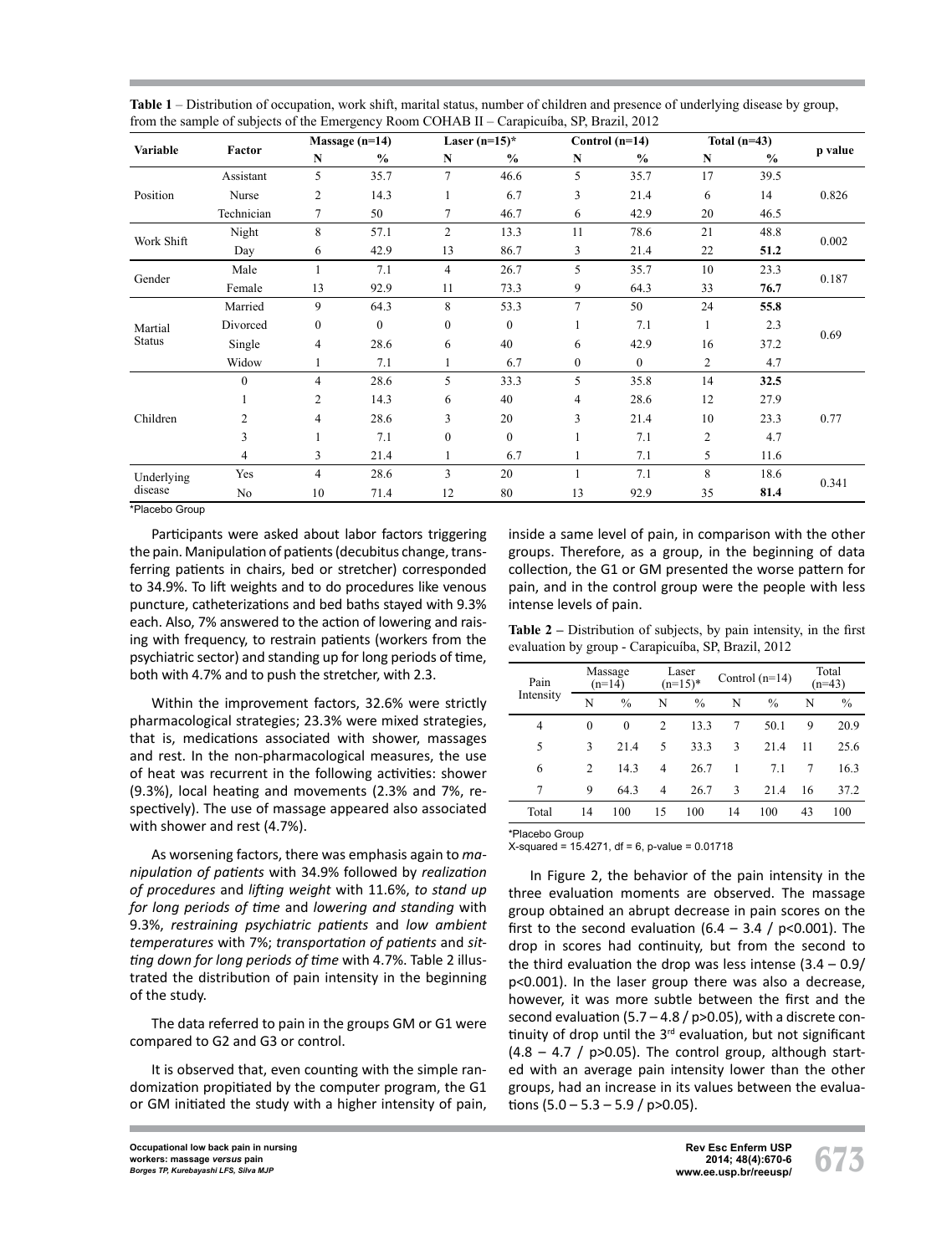**Table 1** – Distribution of occupation, work shift, marital status, number of children and presence of underlying disease by group, from the sample of subjects of the Emergency Room COHAB II – Carapicuíba, SP, Brazil, 2012

| Variable | Factor | Massage (n=14) | | Laser (n=15)* | | Control (n=14) | | Total (n=43) | | p value |
|---|---|---|---|---|---|---|---|---|---|---|
| | | N | % | N | % | N | % | N | % | |
| Position | Assistant | 5 | 35.7 | 7 | 46.6 | 5 | 35.7 | 17 | 39.5 | 0.826 |
| | Nurse | 2 | 14.3 | 1 | 6.7 | 3 | 21.4 | 6 | 14 | |
| | Technician | 7 | 50 | 7 | 46.7 | 6 | 42.9 | 20 | 46.5 | |
| Work Shift | Night | 8 | 57.1 | 2 | 13.3 | 11 | 78.6 | 21 | 48.8 | 0.002 |
| | Day | 6 | 42.9 | 13 | 86.7 | 3 | 21.4 | 22 | **51.2** | |
| Gender | Male | 1 | 7.1 | 4 | 26.7 | 5 | 35.7 | 10 | 23.3 | 0.187 |
| | Female | 13 | 92.9 | 11 | 73.3 | 9 | 64.3 | 33 | **76.7** | |
| Martial Status | Married | 9 | 64.3 | 8 | 53.3 | 7 | 50 | 24 | **55.8** | 0.69 |
| | Divorced | 0 | 0 | 0 | 0 | 1 | 7.1 | 1 | 2.3 | |
| | Single | 4 | 28.6 | 6 | 40 | 6 | 42.9 | 16 | 37.2 | |
| | Widow | 1 | 7.1 | 1 | 6.7 | 0 | 0 | 2 | 4.7 | |
| Children | 0 | 4 | 28.6 | 5 | 33.3 | 5 | 35.8 | 14 | **32.5** | 0.77 |
| | 1 | 2 | 14.3 | 6 | 40 | 4 | 28.6 | 12 | 27.9 | |
| | 2 | 4 | 28.6 | 3 | 20 | 3 | 21.4 | 10 | 23.3 | |
| | 3 | 1 | 7.1 | 0 | 0 | 1 | 7.1 | 2 | 4.7 | |
| | 4 | 3 | 21.4 | 1 | 6.7 | 1 | 7.1 | 5 | 11.6 | |
| Underlying disease | Yes | 4 | 28.6 | 3 | 20 | 1 | 7.1 | 8 | 18.6 | 0.341 |
| | No | 10 | 71.4 | 12 | 80 | 13 | 92.9 | 35 | **81.4** | |

*Placebo Group

Participants were asked about labor factors triggering the pain. Manipulation of patients (decubitus change, transferring patients in chairs, bed or stretcher) corresponded to 34.9%. To lift weights and to do procedures like venous puncture, catheterizations and bed baths stayed with 9.3% each. Also, 7% answered to the action of lowering and raising with frequency, to restrain patients (workers from the psychiatric sector) and standing up for long periods of time, both with 4.7% and to push the stretcher, with 2.3.

Within the improvement factors, 32.6% were strictly pharmacological strategies; 23.3% were mixed strategies, that is, medications associated with shower, massages and rest. In the non-pharmacological measures, the use of heat was recurrent in the following activities: shower (9.3%), local heating and movements (2.3% and 7%, respectively). The use of massage appeared also associated with shower and rest (4.7%).

As worsening factors, there was emphasis again to *manipulation of patients* with 34.9% followed by *realization of procedures* and *lifting weight* with 11.6%, *to stand up for long periods of time* and *lowering and standing* with 9.3%, *restraining psychiatric patients* and *low ambient temperatures* with 7%; *transportation of patients* and *sitting down for long periods of time* with 4.7%. Table 2 illustrated the distribution of pain intensity in the beginning of the study.

The data referred to pain in the groups GM or G1 were compared to G2 and G3 or control.

It is observed that, even counting with the simple randomization propitiated by the computer program, the G1 or GM initiated the study with a higher intensity of pain, inside a same level of pain, in comparison with the other groups. Therefore, as a group, in the beginning of data collection, the G1 or GM presented the worse pattern for pain, and in the control group were the people with less intense levels of pain.

**Table 2** – Distribution of subjects, by pain intensity, in the first evaluation by group - Carapicuíba, SP, Brazil, 2012

| Pain Intensity | Massage (n=14) | | Laser (n=15)* | | Control (n=14) | | Total (n=43) | |
|---|---|---|---|---|---|---|---|---|
| | N | % | N | % | N | % | N | % |
| 4 | 0 | 0 | 2 | 13.3 | 7 | 50.1 | 9 | 20.9 |
| 5 | 3 | 21.4 | 5 | 33.3 | 3 | 21.4 | 11 | 25.6 |
| 6 | 2 | 14.3 | 4 | 26.7 | 1 | 7.1 | 7 | 16.3 |
| 7 | 9 | 64.3 | 4 | 26.7 | 3 | 21.4 | 16 | 37.2 |
| Total | 14 | 100 | 15 | 100 | 14 | 100 | 43 | 100 |

*Placebo Group
X-squared = 15.4271, df = 6, p-value = 0.01718

In Figure 2, the behavior of the pain intensity in the three evaluation moments are observed. The massage group obtained an abrupt decrease in pain scores on the first to the second evaluation (6.4 – 3.4 / $p<0.001$). The drop in scores had continuity, but from the second to the third evaluation the drop was less intense (3.4 – 0.9/ $p<0.001$). In the laser group there was also a decrease, however, it was more subtle between the first and the second evaluation (5.7 – 4.8 / $p>0.05$), with a discrete continuity of drop until the 3rd evaluation, but not significant (4.8 – 4.7 / $p>0.05$). The control group, although started with an average pain intensity lower than the other groups, had an increase in its values between the evaluations (5.0 – 5.3 – 5.9 / $p>0.05$).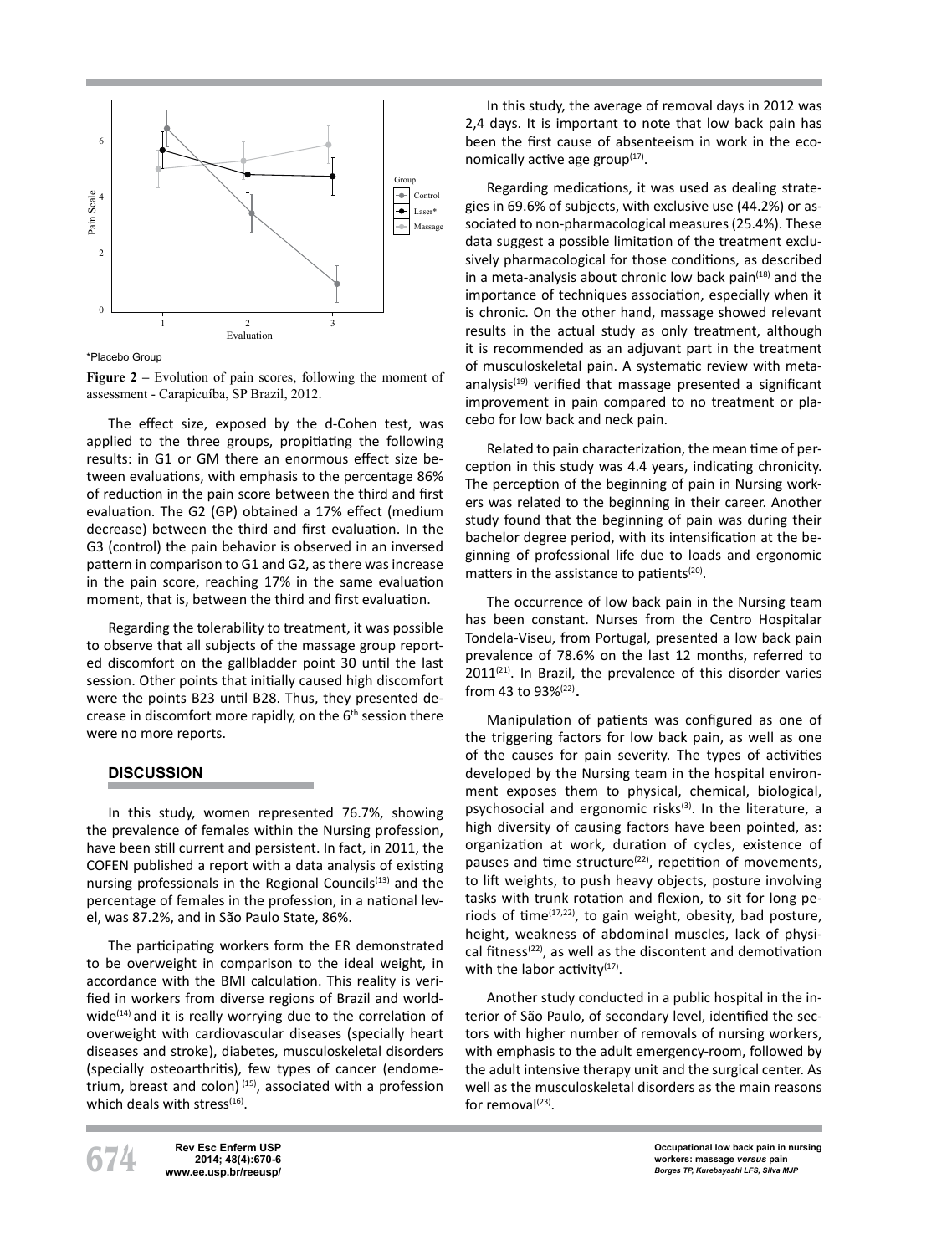\*Placebo Group

**Figure 2 –** Evolution of pain scores, following the moment of assessment - Carapicuíba, SP Brazil, 2012.

The effect size, exposed by the d-Cohen test, was applied to the three groups, propitiating the following results: in G1 or GM there an enormous effect size between evaluations, with emphasis to the percentage 86% of reduction in the pain score between the third and first evaluation. The G2 (GP) obtained a 17% effect (medium decrease) between the third and first evaluation. In the G3 (control) the pain behavior is observed in an inversed pattern in comparison to G1 and G2, as there was increase in the pain score, reaching 17% in the same evaluation moment, that is, between the third and first evaluation.

Regarding the tolerability to treatment, it was possible to observe that all subjects of the massage group reported discomfort on the gallbladder point 30 until the last session. Other points that initially caused high discomfort were the points B23 until B28. Thus, they presented decrease in discomfort more rapidly, on the 6th session there were no more reports.

## DISCUSSION

In this study, women represented 76.7%, showing the prevalence of females within the Nursing profession, have been still current and persistent. In fact, in 2011, the COFEN published a report with a data analysis of existing nursing professionals in the Regional Councils[13] and the percentage of females in the profession, in a national level, was 87.2%, and in São Paulo State, 86%.

The participating workers form the ER demonstrated to be overweight in comparison to the ideal weight, in accordance with the BMI calculation. This reality is verified in workers from diverse regions of Brazil and worldwide[14] and it is really worrying due to the correlation of overweight with cardiovascular diseases (specially heart diseases and stroke), diabetes, musculoskeletal disorders (specially osteoarthritis), few types of cancer (endometrium, breast and colon) [15], associated with a profession which deals with stress[16].

In this study, the average of removal days in 2012 was 2,4 days. It is important to note that low back pain has been the first cause of absenteeism in work in the economically active age group[17].

Regarding medications, it was used as dealing strategies in 69.6% of subjects, with exclusive use (44.2%) or associated to non-pharmacological measures (25.4%). These data suggest a possible limitation of the treatment exclusively pharmacological for those conditions, as described in a meta-analysis about chronic low back pain[18] and the importance of techniques association, especially when it is chronic. On the other hand, massage showed relevant results in the actual study as only treatment, although it is recommended as an adjuvant part in the treatment of musculoskeletal pain. A systematic review with meta-analysis[19] verified that massage presented a significant improvement in pain compared to no treatment or placebo for low back and neck pain.

Related to pain characterization, the mean time of perception in this study was 4.4 years, indicating chronicity. The perception of the beginning of pain in Nursing workers was related to the beginning in their career. Another study found that the beginning of pain was during their bachelor degree period, with its intensification at the beginning of professional life due to loads and ergonomic matters in the assistance to patients[20].

The occurrence of low back pain in the Nursing team has been constant. Nurses from the Centro Hospitalar Tondela-Viseu, from Portugal, presented a low back pain prevalence of 78.6% on the last 12 months, referred to 2011[21]. In Brazil, the prevalence of this disorder varies from 43 to 93%[22].

Manipulation of patients was configured as one of the triggering factors for low back pain, as well as one of the causes for pain severity. The types of activities developed by the Nursing team in the hospital environment exposes them to physical, chemical, biological, psychosocial and ergonomic risks[3]. In the literature, a high diversity of causing factors have been pointed, as: organization at work, duration of cycles, existence of pauses and time structure[22], repetition of movements, to lift weights, to push heavy objects, posture involving tasks with trunk rotation and flexion, to sit for long periods of time[17,22], to gain weight, obesity, bad posture, height, weakness of abdominal muscles, lack of physical fitness[22], as well as the discontent and demotivation with the labor activity[17].

Another study conducted in a public hospital in the interior of São Paulo, of secondary level, identified the sectors with higher number of removals of nursing workers, with emphasis to the adult emergency-room, followed by the adult intensive therapy unit and the surgical center. As well as the musculoskeletal disorders as the main reasons for removal[23].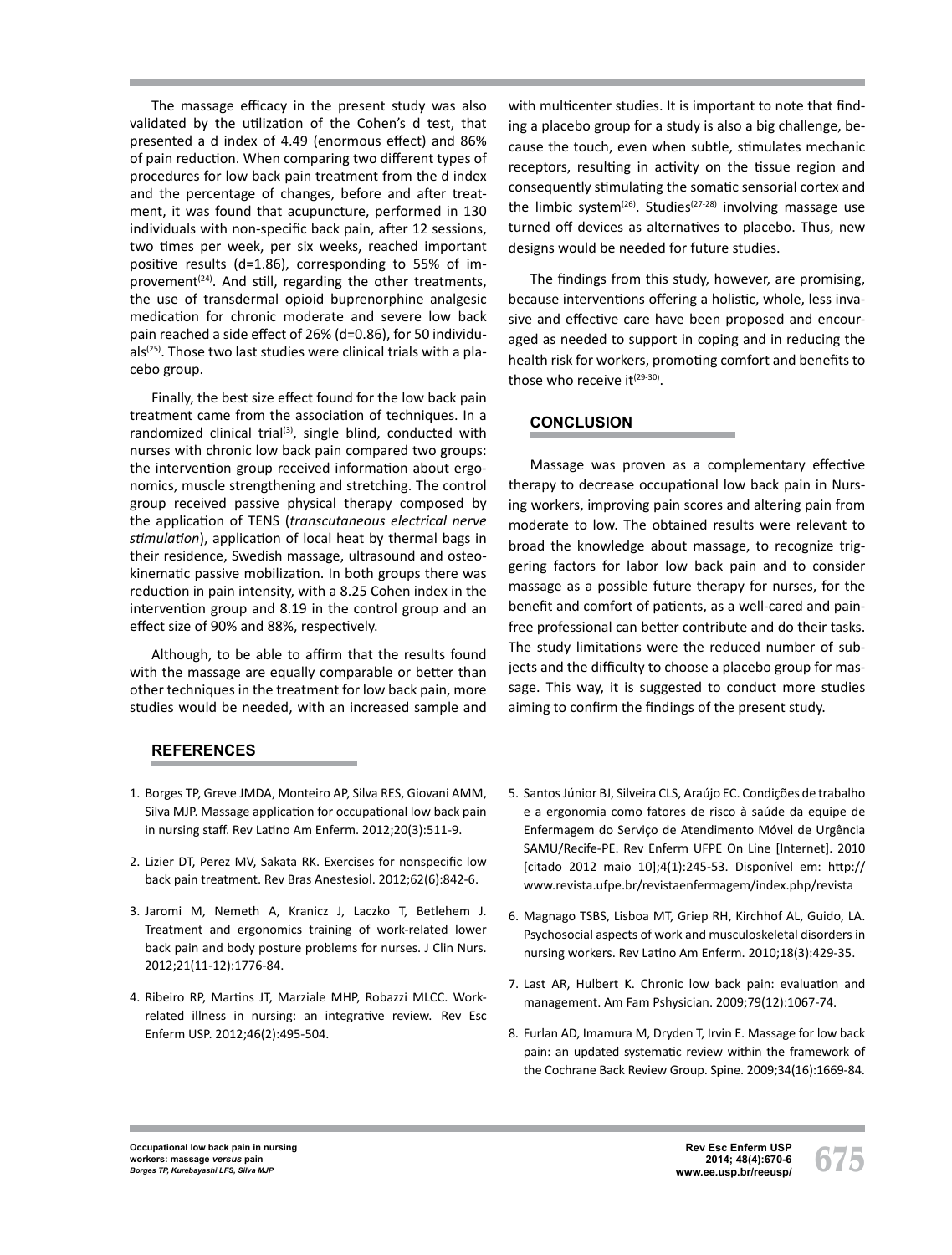The massage efficacy in the present study was also validated by the utilization of the Cohen's d test, that presented a d index of 4.49 (enormous effect) and 86% of pain reduction. When comparing two different types of procedures for low back pain treatment from the d index and the percentage of changes, before and after treatment, it was found that acupuncture, performed in 130 individuals with non-specific back pain, after 12 sessions, two times per week, per six weeks, reached important positive results (d=1.86), corresponding to 55% of improvement[24]. And still, regarding the other treatments, the use of transdermal opioid buprenorphine analgesic medication for chronic moderate and severe low back pain reached a side effect of 26% (d=0.86), for 50 individuals[25]. Those two last studies were clinical trials with a placebo group.

Finally, the best size effect found for the low back pain treatment came from the association of techniques. In a randomized clinical trial[3], single blind, conducted with nurses with chronic low back pain compared two groups: the intervention group received information about ergonomics, muscle strengthening and stretching. The control group received passive physical therapy composed by the application of TENS (*transcutaneous electrical nerve stimulation*), application of local heat by thermal bags in their residence, Swedish massage, ultrasound and osteokinematic passive mobilization. In both groups there was reduction in pain intensity, with a 8.25 Cohen index in the intervention group and 8.19 in the control group and an effect size of 90% and 88%, respectively.

Although, to be able to affirm that the results found with the massage are equally comparable or better than other techniques in the treatment for low back pain, more studies would be needed, with an increased sample and with multicenter studies. It is important to note that finding a placebo group for a study is also a big challenge, because the touch, even when subtle, stimulates mechanic receptors, resulting in activity on the tissue region and consequently stimulating the somatic sensorial cortex and the limbic system[26]. Studies[27-28] involving massage use turned off devices as alternatives to placebo. Thus, new designs would be needed for future studies.

The findings from this study, however, are promising, because interventions offering a holistic, whole, less invasive and effective care have been proposed and encouraged as needed to support in coping and in reducing the health risk for workers, promoting comfort and benefits to those who receive it[29-30].

## CONCLUSION

Massage was proven as a complementary effective therapy to decrease occupational low back pain in Nursing workers, improving pain scores and altering pain from moderate to low. The obtained results were relevant to broad the knowledge about massage, to recognize triggering factors for labor low back pain and to consider massage as a possible future therapy for nurses, for the benefit and comfort of patients, as a well-cared and pain-free professional can better contribute and do their tasks. The study limitations were the reduced number of subjects and the difficulty to choose a placebo group for massage. This way, it is suggested to conduct more studies aiming to confirm the findings of the present study.

## REFERENCES

1. Borges TP, Greve JMDA, Monteiro AP, Silva RES, Giovani AMM, Silva MJP. Massage application for occupational low back pain in nursing staff. Rev Latino Am Enferm. 2012;20(3):511-9.

2. Lizier DT, Perez MV, Sakata RK. Exercises for nonspecific low back pain treatment. Rev Bras Anestesiol. 2012;62(6):842-6.

3. Jaromi M, Nemeth A, Kranicz J, Laczko T, Betlehem J. Treatment and ergonomics training of work-related lower back pain and body posture problems for nurses. J Clin Nurs. 2012;21(11-12):1776-84.

4. Ribeiro RP, Martins JT, Marziale MHP, Robazzi MLCC. Work-related illness in nursing: an integrative review. Rev Esc Enferm USP. 2012;46(2):495-504.

5. Santos Júnior BJ, Silveira CLS, Araújo EC. Condições de trabalho e a ergonomia como fatores de risco à saúde da equipe de Enfermagem do Serviço de Atendimento Móvel de Urgência SAMU/Recife-PE. Rev Enferm UFPE On Line [Internet]. 2010 [citado 2012 maio 10];4(1):245-53. Disponível em: http://www.revista.ufpe.br/revistaenfermagem/index.php/revista

6. Magnago TSBS, Lisboa MT, Griep RH, Kirchhof AL, Guido, LA. Psychosocial aspects of work and musculoskeletal disorders in nursing workers. Rev Latino Am Enferm. 2010;18(3):429-35.

7. Last AR, Hulbert K. Chronic low back pain: evaluation and management. Am Fam Pshysician. 2009;79(12):1067-74.

8. Furlan AD, Imamura M, Dryden T, Irvin E. Massage for low back pain: an updated systematic review within the framework of the Cochrane Back Review Group. Spine. 2009;34(16):1669-84.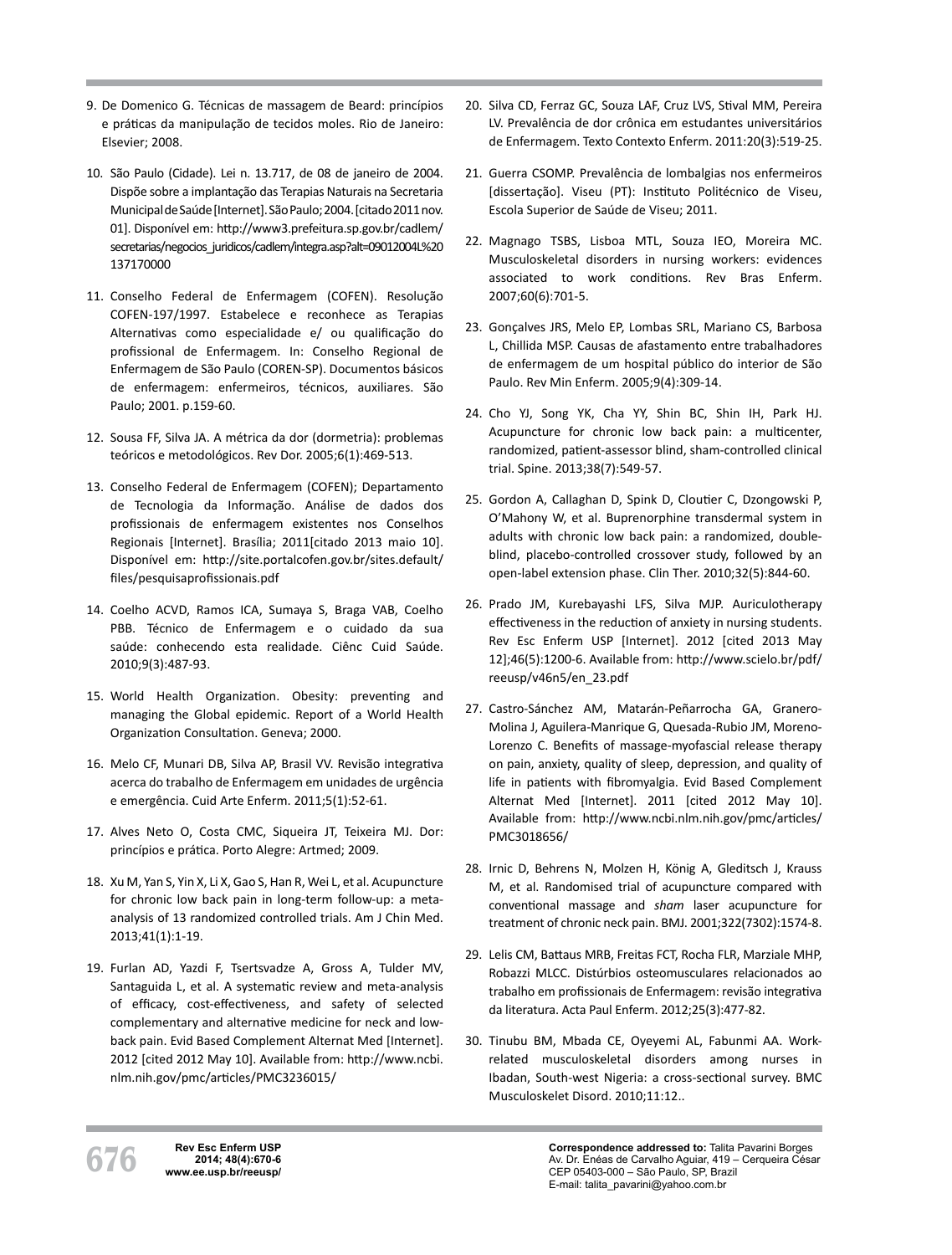9. De Domenico G. Técnicas de massagem de Beard: princípios e práticas da manipulação de tecidos moles. Rio de Janeiro: Elsevier; 2008.

10. São Paulo (Cidade). Lei n. 13.717, de 08 de janeiro de 2004. Dispõe sobre a implantação das Terapias Naturais na Secretaria Municipal de Saúde [Internet]. São Paulo; 2004. [citado 2011 nov. 01]. Disponível em: http://www3.prefeitura.sp.gov.br/cadlem/secretarias/negocios_juridicos/cadlem/integra.asp?alt=09012004L%20137170000

11. Conselho Federal de Enfermagem (COFEN). Resolução COFEN-197/1997. Estabelece e reconhece as Terapias Alternativas como especialidade e/ ou qualificação do profissional de Enfermagem. In: Conselho Regional de Enfermagem de São Paulo (COREN-SP). Documentos básicos de enfermagem: enfermeiros, técnicos, auxiliares. São Paulo; 2001. p.159-60.

12. Sousa FF, Silva JA. A métrica da dor (dormetria): problemas teóricos e metodológicos. Rev Dor. 2005;6(1):469-513.

13. Conselho Federal de Enfermagem (COFEN); Departamento de Tecnologia da Informação. Análise de dados dos profissionais de enfermagem existentes nos Conselhos Regionais [Internet]. Brasília; 2011[citado 2013 maio 10]. Disponível em: http://site.portalcofen.gov.br/sites.default/files/pesquisaprofissionais.pdf

14. Coelho ACVD, Ramos ICA, Sumaya S, Braga VAB, Coelho PBB. Técnico de Enfermagem e o cuidado da sua saúde: conhecendo esta realidade. Ciênc Cuid Saúde. 2010;9(3):487-93.

15. World Health Organization. Obesity: preventing and managing the Global epidemic. Report of a World Health Organization Consultation. Geneva; 2000.

16. Melo CF, Munari DB, Silva AP, Brasil VV. Revisão integrativa acerca do trabalho de Enfermagem em unidades de urgência e emergência. Cuid Arte Enferm. 2011;5(1):52-61.

17. Alves Neto O, Costa CMC, Siqueira JT, Teixeira MJ. Dor: princípios e prática. Porto Alegre: Artmed; 2009.

18. Xu M, Yan S, Yin X, Li X, Gao S, Han R, Wei L, et al. Acupuncture for chronic low back pain in long-term follow-up: a meta-analysis of 13 randomized controlled trials. Am J Chin Med. 2013;41(1):1-19.

19. Furlan AD, Yazdi F, Tsertsvadze A, Gross A, Tulder MV, Santaguida L, et al. A systematic review and meta-analysis of efficacy, cost-effectiveness, and safety of selected complementary and alternative medicine for neck and low-back pain. Evid Based Complement Alternat Med [Internet]. 2012 [cited 2012 May 10]. Available from: http://www.ncbi.nlm.nih.gov/pmc/articles/PMC3236015/

20. Silva CD, Ferraz GC, Souza LAF, Cruz LVS, Stival MM, Pereira LV. Prevalência de dor crônica em estudantes universitários de Enfermagem. Texto Contexto Enferm. 2011:20(3):519-25.

21. Guerra CSOMP. Prevalência de lombalgias nos enfermeiros [dissertação]. Viseu (PT): Instituto Politécnico de Viseu, Escola Superior de Saúde de Viseu; 2011.

22. Magnago TSBS, Lisboa MTL, Souza IEO, Moreira MC. Musculoskeletal disorders in nursing workers: evidences associated to work conditions. Rev Bras Enferm. 2007;60(6):701-5.

23. Gonçalves JRS, Melo EP, Lombas SRL, Mariano CS, Barbosa L, Chillida MSP. Causas de afastamento entre trabalhadores de enfermagem de um hospital público do interior de São Paulo. Rev Min Enferm. 2005;9(4):309-14.

24. Cho YJ, Song YK, Cha YY, Shin BC, Shin IH, Park HJ. Acupuncture for chronic low back pain: a multicenter, randomized, patient-assessor blind, sham-controlled clinical trial. Spine. 2013;38(7):549-57.

25. Gordon A, Callaghan D, Spink D, Cloutier C, Dzongowski P, O'Mahony W, et al. Buprenorphine transdermal system in adults with chronic low back pain: a randomized, double-blind, placebo-controlled crossover study, followed by an open-label extension phase. Clin Ther. 2010;32(5):844-60.

26. Prado JM, Kurebayashi LFS, Silva MJP. Auriculotherapy effectiveness in the reduction of anxiety in nursing students. Rev Esc Enferm USP [Internet]. 2012 [cited 2013 May 12];46(5):1200-6. Available from: http://www.scielo.br/pdf/reeusp/v46n5/en_23.pdf

27. Castro-Sánchez AM, Matarán-Peñarrocha GA, Granero-Molina J, Aguilera-Manrique G, Quesada-Rubio JM, Moreno-Lorenzo C. Benefits of massage-myofascial release therapy on pain, anxiety, quality of sleep, depression, and quality of life in patients with fibromyalgia. Evid Based Complement Alternat Med [Internet]. 2011 [cited 2012 May 10]. Available from: http://www.ncbi.nlm.nih.gov/pmc/articles/PMC3018656/

28. Irnic D, Behrens N, Molzen H, König A, Gleditsch J, Krauss M, et al. Randomised trial of acupuncture compared with conventional massage and *sham* laser acupuncture for treatment of chronic neck pain. BMJ. 2001;322(7302):1574-8.

29. Lelis CM, Battaus MRB, Freitas FCT, Rocha FLR, Marziale MHP, Robazzi MLCC. Distúrbios osteomusculares relacionados ao trabalho em profissionais de Enfermagem: revisão integrativa da literatura. Acta Paul Enferm. 2012;25(3):477-82.

30. Tinubu BM, Mbada CE, Oyeyemi AL, Fabunmi AA. Work-related musculoskeletal disorders among nurses in Ibadan, South-west Nigeria: a cross-sectional survey. BMC Musculoskelet Disord. 2010;11:12..

**Correspondence addressed to:** Talita Pavarini Borges
Av. Dr. Enéas de Carvalho Aguiar, 419 – Cerqueira César
CEP 05403-000 – São Paulo, SP, Brazil
E-mail: talita_pavarini@yahoo.com.br